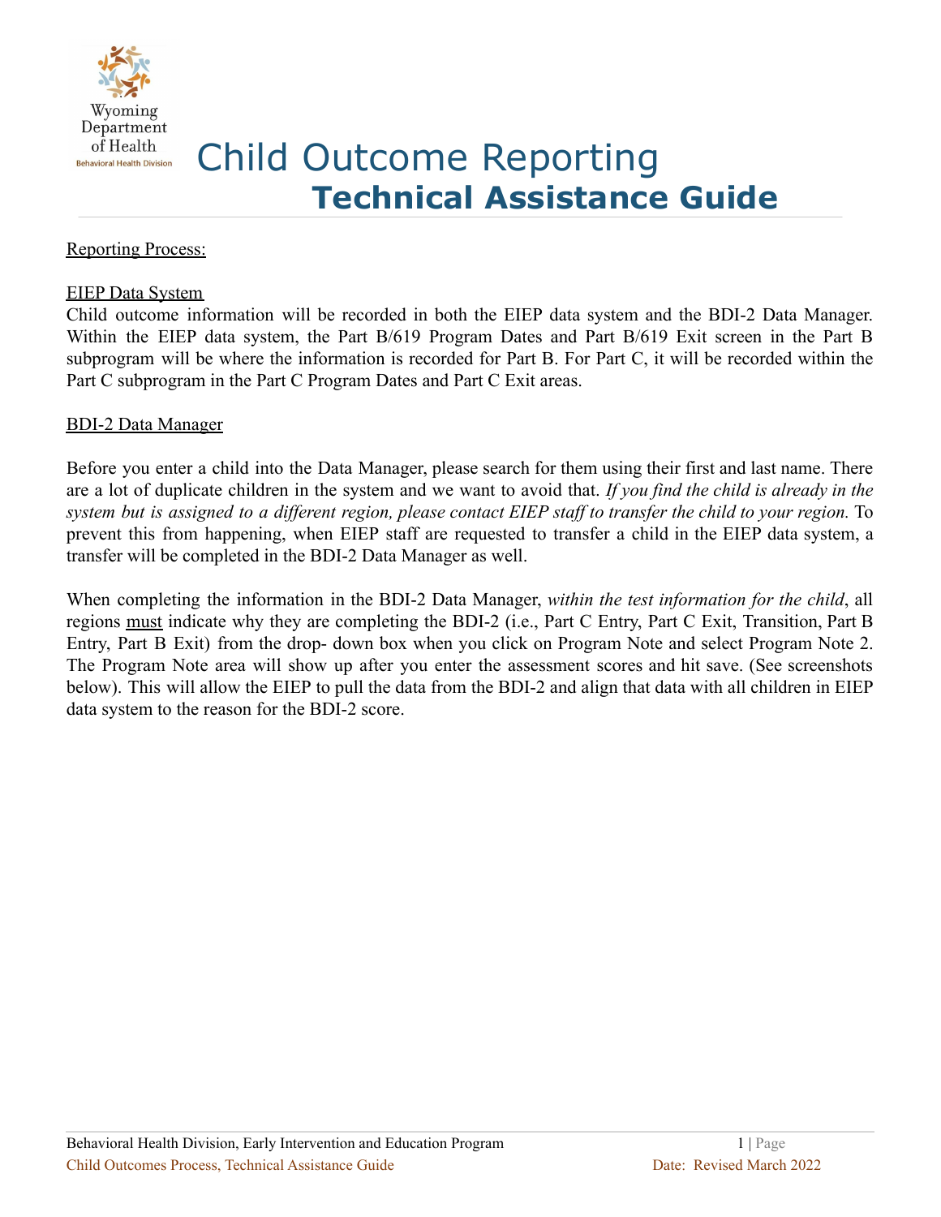# Child Outcome Reporting

## Technical Assistance Guide

Reporting Process:

EIEP Data System

Child outcome information will be recorded in both the EIEP data system and the BDI-2 Data Manager. Within the EIEP data system, the Part B/619 Program Dates and Part B/619 Exit screen in the Part B subprogram will be where the information is recorded for Part B. For Part C, it will be recorded within the Part C subprogram in the Part C Program Dates and Part C Exit areas.

BDI-2 Data Manager

Before you enter a child into the Data Manager, please search for them using their first and last name. There are a lot of duplicate children in the system and we want to avoid that. *If you find the child is already in the system but is assigned to a different region, please contact EIEP staff to transfer the child to your region.* To prevent this from happening, when EIEP staff are requested to transfer a child in the EIEP data system, a transfer will be completed in the BDI-2 Data Manager as well.

When completing the information in the BDI-2 Data Manager, *within the test information for the child*, all regions must indicate why they are completing the BDI-2 (i.e., Part C Entry, Part C Exit, Transition, Part B Entry, Part B Exit) from the drop- down box when you click on Program Note and select Program Note 2. The Program Note area will show up after you enter the assessment scores and hit save. (See screenshots below). This will allow the EIEP to pull the data from the BDI-2 and align that data with all children in EIEP data system to the reason for the BDI-2 score.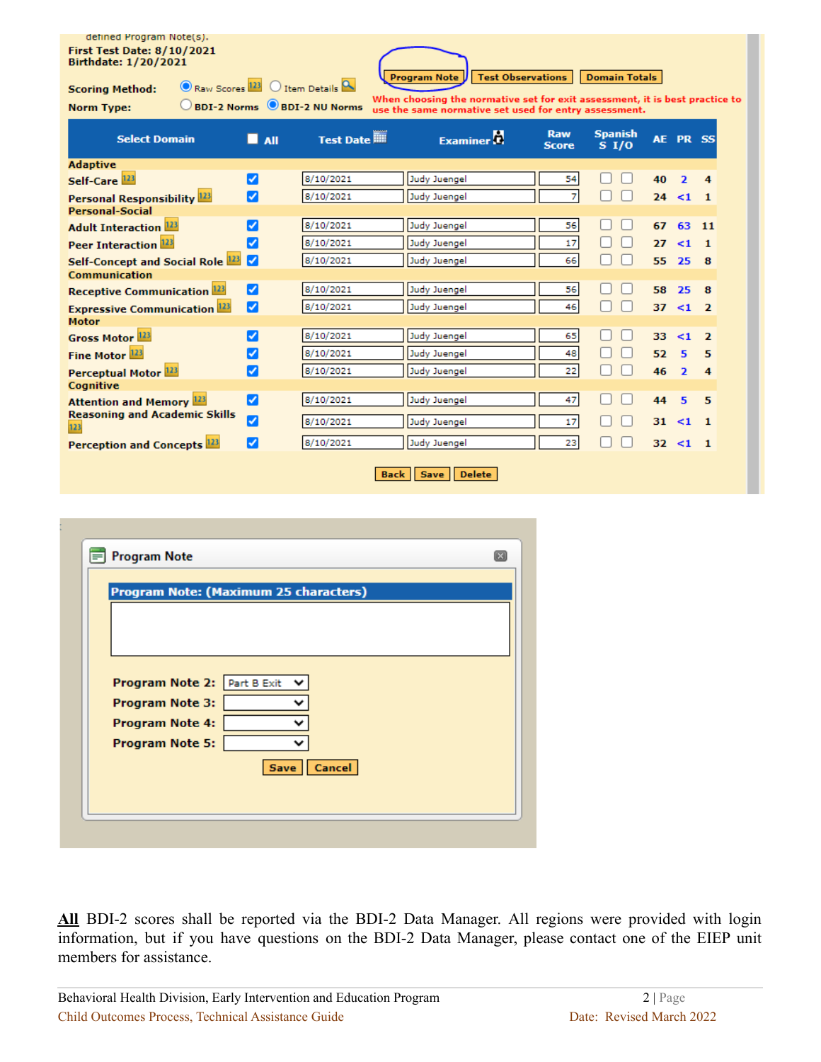defined Program Note(s).
First Test Date: 8/10/2021
Birthdate: 1/20/2021

Scoring Method: Raw Scores / Item Details

Norm Type: BDI-2 Norms / BDI-2 NU Norms

Program Note | Test Observations | Domain Totals

When choosing the normative set for exit assessment, it is best practice to use the same normative set used for entry assessment.

| Select Domain | All | Test Date | Examiner | Raw Score | Spanish S I/O | AE | PR | SS |
|---|---|---|---|---|---|---|---|---|
| **Adaptive** | | | | | | | | |
| Self-Care | ☑ | 8/10/2021 | Judy Juengel | 54 | ☐ ☐ | 40 | 2 | 4 |
| Personal Responsibility | ☑ | 8/10/2021 | Judy Juengel | 7 | ☐ ☐ | 24 | <1 | 1 |
| **Personal-Social** | | | | | | | | |
| Adult Interaction | ☑ | 8/10/2021 | Judy Juengel | 56 | ☐ ☐ | 67 | 63 | 11 |
| Peer Interaction | ☑ | 8/10/2021 | Judy Juengel | 17 | ☐ ☐ | 27 | <1 | 1 |
| Self-Concept and Social Role | ☑ | 8/10/2021 | Judy Juengel | 66 | ☐ ☐ | 55 | 25 | 8 |
| **Communication** | | | | | | | | |
| Receptive Communication | ☑ | 8/10/2021 | Judy Juengel | 56 | ☐ ☐ | 58 | 25 | 8 |
| Expressive Communication | ☑ | 8/10/2021 | Judy Juengel | 46 | ☐ ☐ | 37 | <1 | 2 |
| **Motor** | | | | | | | | |
| Gross Motor | ☑ | 8/10/2021 | Judy Juengel | 65 | ☐ ☐ | 33 | <1 | 2 |
| Fine Motor | ☑ | 8/10/2021 | Judy Juengel | 48 | ☐ ☐ | 52 | 5 | 5 |
| Perceptual Motor | ☑ | 8/10/2021 | Judy Juengel | 22 | ☐ ☐ | 46 | 2 | 4 |
| **Cognitive** | | | | | | | | |
| Attention and Memory | ☑ | 8/10/2021 | Judy Juengel | 47 | ☐ ☐ | 44 | 5 | 5 |
| Reasoning and Academic Skills | ☑ | 8/10/2021 | Judy Juengel | 17 | ☐ ☐ | 31 | <1 | 1 |
| Perception and Concepts | ☑ | 8/10/2021 | Judy Juengel | 23 | ☐ ☐ | 32 | <1 | 1 |

Back | Save | Delete

**Program Note**

**Program Note: (Maximum 25 characters)**

Program Note 2: Part B Exit
Program Note 3:
Program Note 4:
Program Note 5:

Save | Cancel

**<u>All</u>** BDI-2 scores shall be reported via the BDI-2 Data Manager. All regions were provided with login information, but if you have questions on the BDI-2 Data Manager, please contact one of the EIEP unit members for assistance.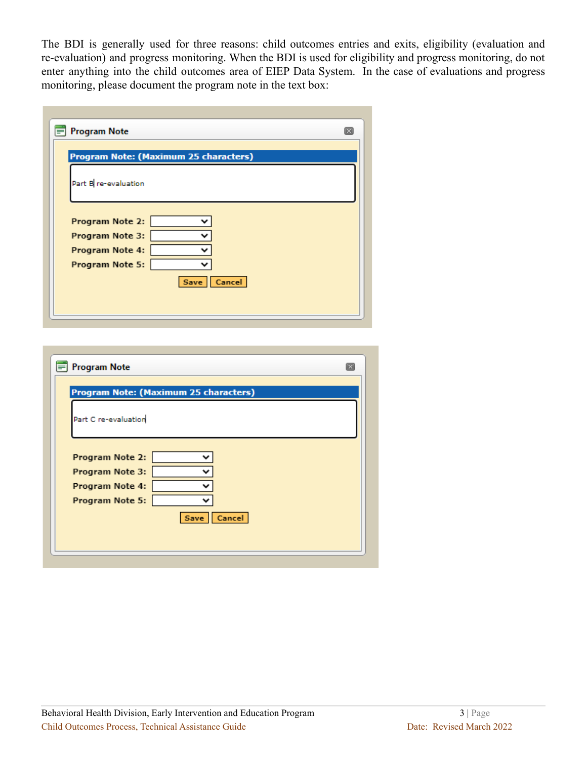The BDI is generally used for three reasons: child outcomes entries and exits, eligibility (evaluation and re-evaluation) and progress monitoring. When the BDI is used for eligibility and progress monitoring, do not enter anything into the child outcomes area of EIEP Data System. In the case of evaluations and progress monitoring, please document the program note in the text box:

**Program Note**

**Program Note: (Maximum 25 characters)**

Part B re-evaluation

Program Note 2:
Program Note 3:
Program Note 4:
Program Note 5:

Save | Cancel

**Program Note**

**Program Note: (Maximum 25 characters)**

Part C re-evaluation

Program Note 2:
Program Note 3:
Program Note 4:
Program Note 5:

Save | Cancel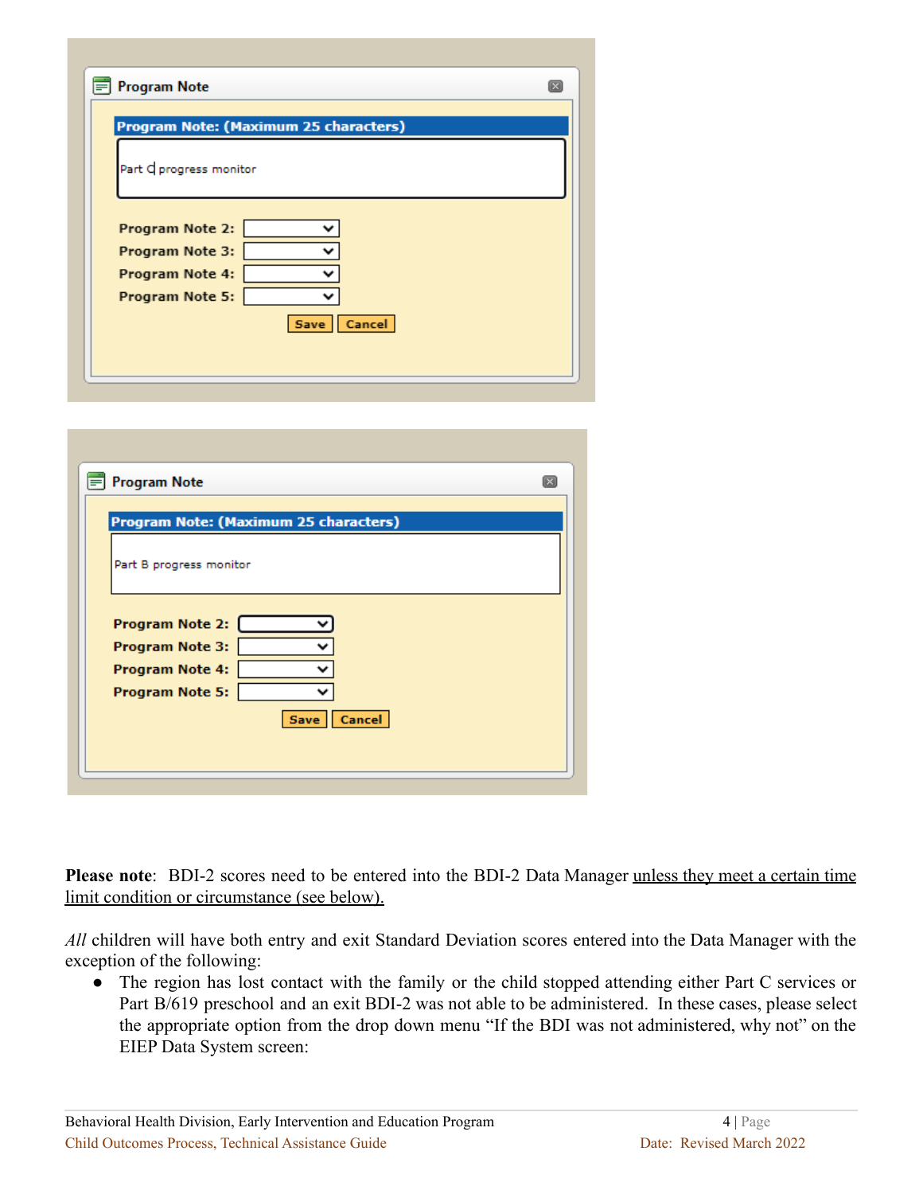Program Note

**Program Note: (Maximum 25 characters)**

Part C progress monitor

**Program Note 2:**
**Program Note 3:**
**Program Note 4:**
**Program Note 5:**

Save Cancel

Program Note

**Program Note: (Maximum 25 characters)**

Part B progress monitor

**Program Note 2:**
**Program Note 3:**
**Program Note 4:**
**Program Note 5:**

Save Cancel

**Please note**: BDI-2 scores need to be entered into the BDI-2 Data Manager <u>unless they meet a certain time limit condition or circumstance (see below).</u>

*All* children will have both entry and exit Standard Deviation scores entered into the Data Manager with the exception of the following:

- The region has lost contact with the family or the child stopped attending either Part C services or Part B/619 preschool and an exit BDI-2 was not able to be administered. In these cases, please select the appropriate option from the drop down menu "If the BDI was not administered, why not" on the EIEP Data System screen: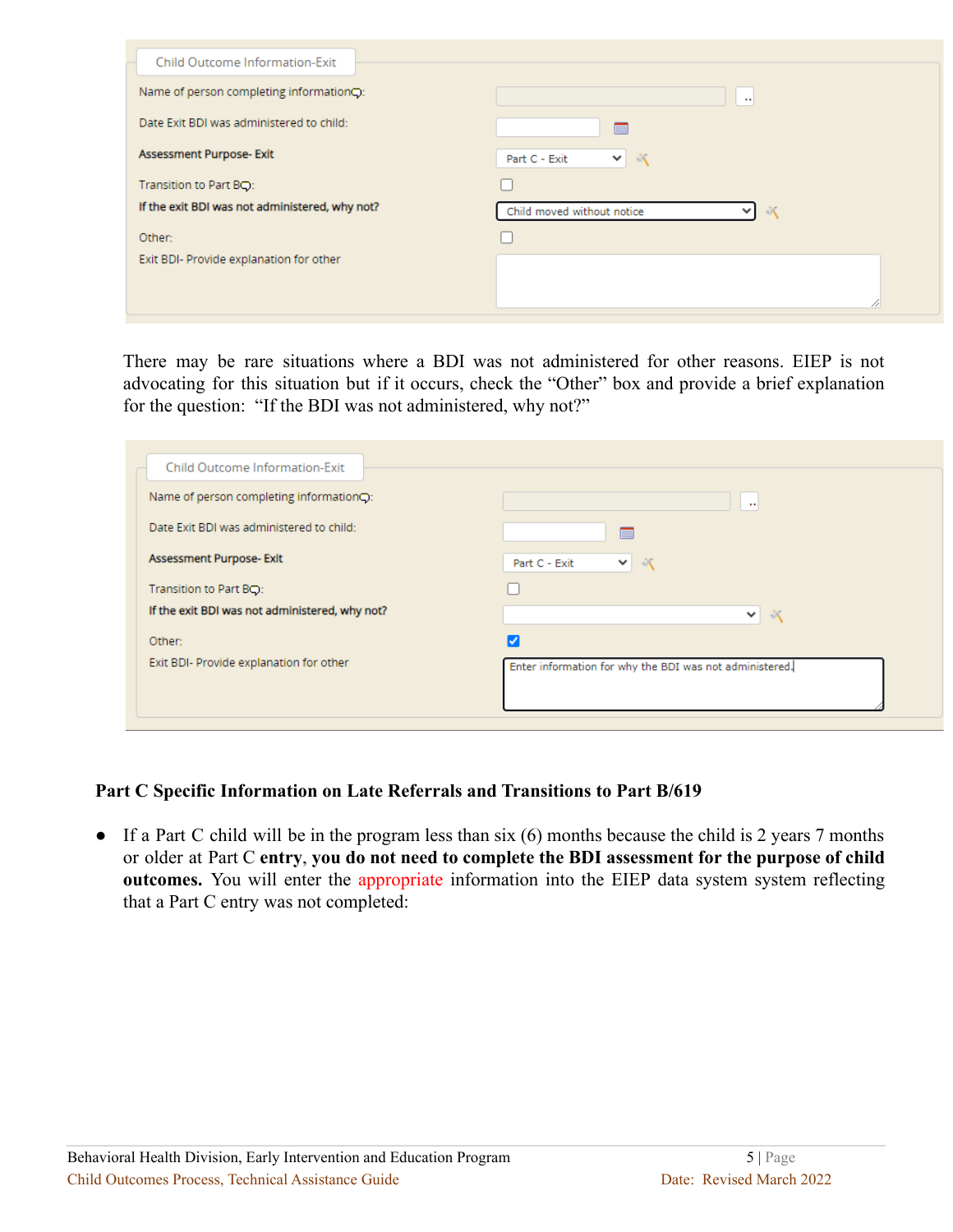Child Outcome Information-Exit

Name of person completing information:

Date Exit BDI was administered to child:

Assessment Purpose- Exit — Part C - Exit

Transition to Part B:

If the exit BDI was not administered, why not? — Child moved without notice

Other:

Exit BDI- Provide explanation for other

There may be rare situations where a BDI was not administered for other reasons. EIEP is not advocating for this situation but if it occurs, check the "Other" box and provide a brief explanation for the question: "If the BDI was not administered, why not?"

Child Outcome Information-Exit

Name of person completing information:

Date Exit BDI was administered to child:

Assessment Purpose- Exit — Part C - Exit

Transition to Part B:

If the exit BDI was not administered, why not?

Other: ☑

Exit BDI- Provide explanation for other — Enter information for why the BDI was not administered.

**Part C Specific Information on Late Referrals and Transitions to Part B/619**

- If a Part C child will be in the program less than six (6) months because the child is 2 years 7 months or older at Part C **entry**, **you do not need to complete the BDI assessment for the purpose of child outcomes.** You will enter the appropriate information into the EIEP data system system reflecting that a Part C entry was not completed: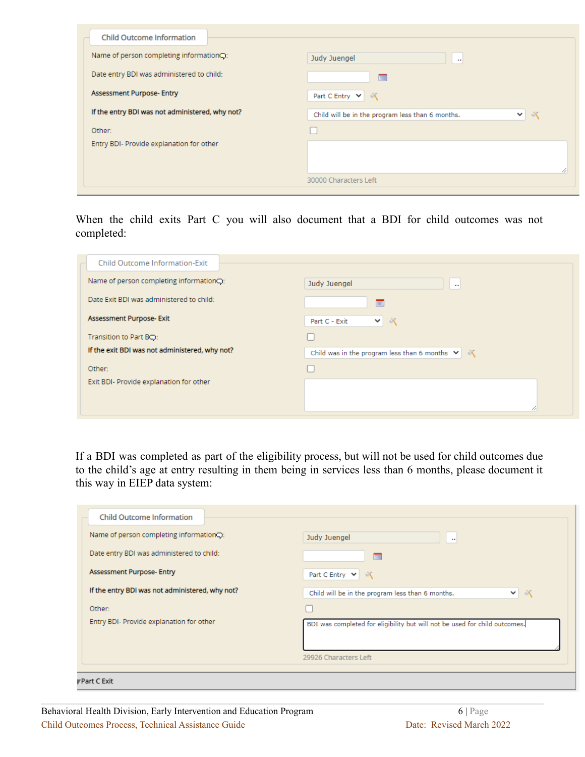**Child Outcome Information**

| | |
|---|---|
| Name of person completing information: | Judy Juengel |
| Date entry BDI was administered to child: | |
| **Assessment Purpose- Entry** | Part C Entry |
| **If the entry BDI was not administered, why not?** | Child will be in the program less than 6 months. |
| Other: | ☐ |
| Entry BDI- Provide explanation for other | |
| | 30000 Characters Left |

When the child exits Part C you will also document that a BDI for child outcomes was not completed:

**Child Outcome Information-Exit**

| | |
|---|---|
| Name of person completing information: | Judy Juengel |
| Date Exit BDI was administered to child: | |
| **Assessment Purpose- Exit** | Part C - Exit |
| Transition to Part B: | ☐ |
| **If the exit BDI was not administered, why not?** | Child was in the program less than 6 months |
| Other: | ☐ |
| Exit BDI- Provide explanation for other | |

If a BDI was completed as part of the eligibility process, but will not be used for child outcomes due to the child's age at entry resulting in them being in services less than 6 months, please document it this way in EIEP data system:

**Child Outcome Information**

| | |
|---|---|
| Name of person completing information: | Judy Juengel |
| Date entry BDI was administered to child: | |
| **Assessment Purpose- Entry** | Part C Entry |
| **If the entry BDI was not administered, why not?** | Child will be in the program less than 6 months. |
| Other: | ☐ |
| Entry BDI- Provide explanation for other | BDI was completed for eligibility but will not be used for child outcomes. |
| | 29926 Characters Left |

Part C Exit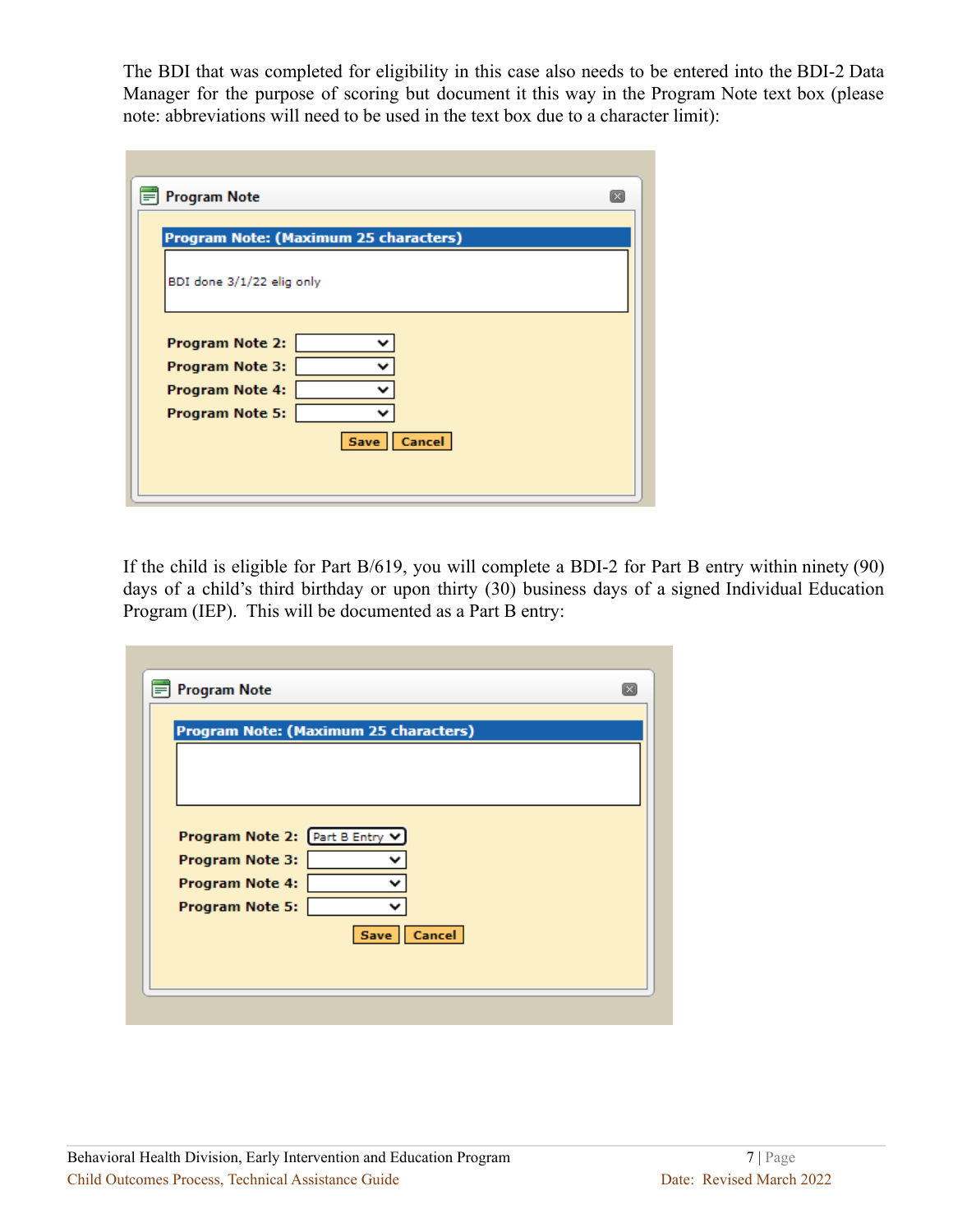The BDI that was completed for eligibility in this case also needs to be entered into the BDI-2 Data Manager for the purpose of scoring but document it this way in the Program Note text box (please note: abbreviations will need to be used in the text box due to a character limit):

**Program Note**

**Program Note: (Maximum 25 characters)**

BDI done 3/1/22 elig only

**Program Note 2:**
**Program Note 3:**
**Program Note 4:**
**Program Note 5:**

Save | Cancel

If the child is eligible for Part B/619, you will complete a BDI-2 for Part B entry within ninety (90) days of a child's third birthday or upon thirty (30) business days of a signed Individual Education Program (IEP). This will be documented as a Part B entry:

**Program Note**

**Program Note: (Maximum 25 characters)**

**Program Note 2:** Part B Entry
**Program Note 3:**
**Program Note 4:**
**Program Note 5:**

Save | Cancel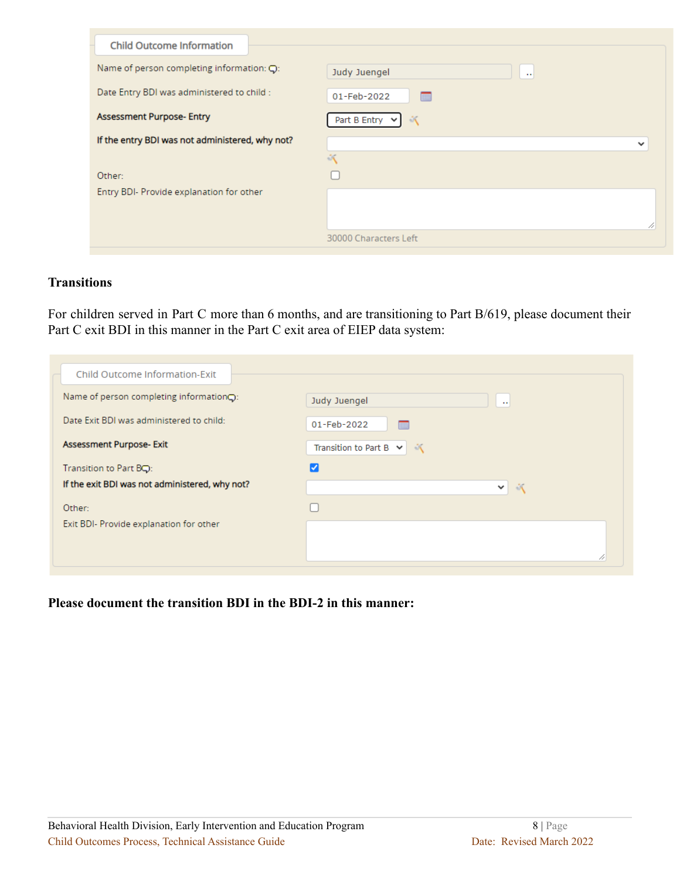Child Outcome Information

Name of person completing information: Judy Juengel

Date Entry BDI was administered to child : 01-Feb-2022

**Assessment Purpose- Entry** Part B Entry

**If the entry BDI was not administered, why not?**

Other:

Entry BDI- Provide explanation for other

30000 Characters Left

**Transitions**

For children served in Part C more than 6 months, and are transitioning to Part B/619, please document their Part C exit BDI in this manner in the Part C exit area of EIEP data system:

Child Outcome Information-Exit

Name of person completing information: Judy Juengel

Date Exit BDI was administered to child: 01-Feb-2022

**Assessment Purpose- Exit** Transition to Part B

Transition to Part B: ☑

**If the exit BDI was not administered, why not?**

Other:

Exit BDI- Provide explanation for other

**Please document the transition BDI in the BDI-2 in this manner:**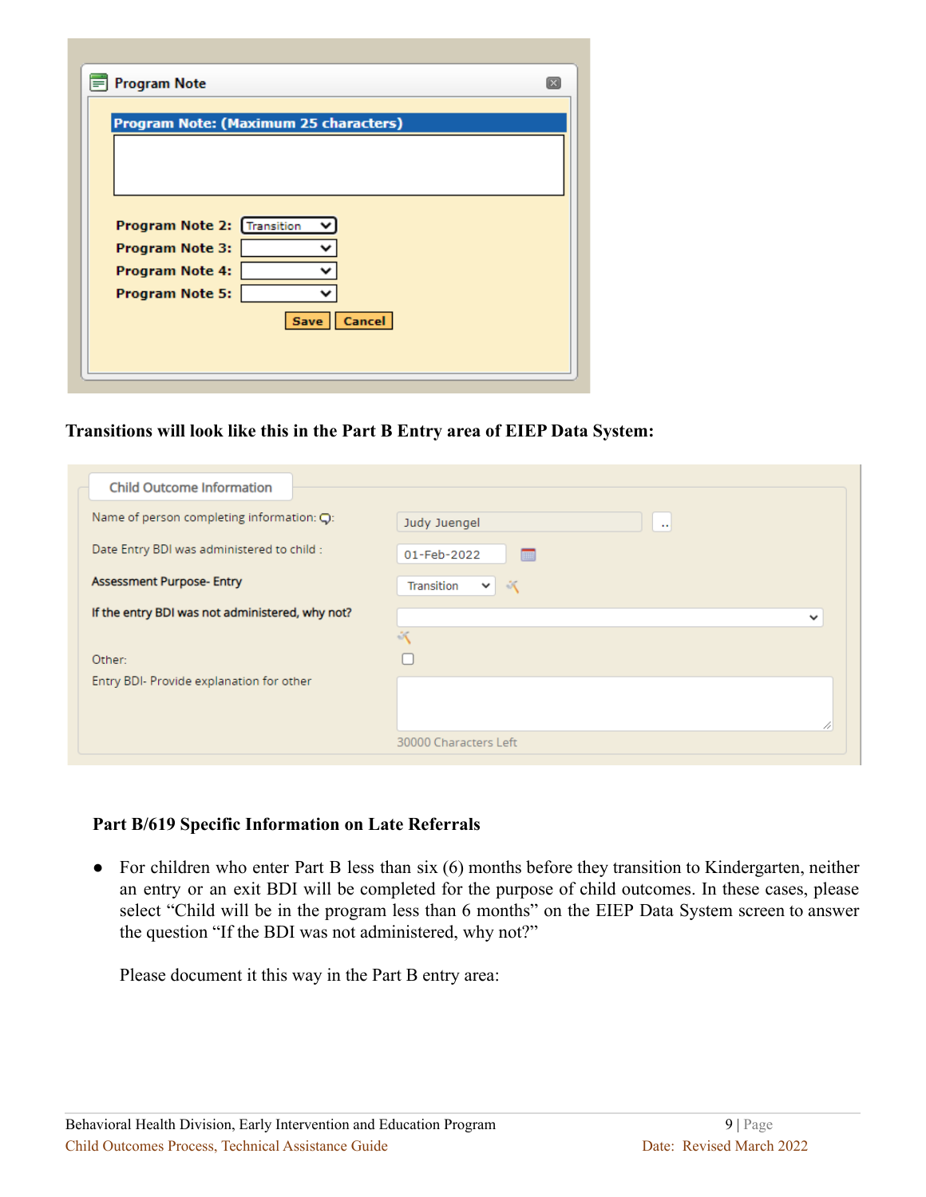**Transitions will look like this in the Part B Entry area of EIEP Data System:**

**Part B/619 Specific Information on Late Referrals**

- For children who enter Part B less than six (6) months before they transition to Kindergarten, neither an entry or an exit BDI will be completed for the purpose of child outcomes. In these cases, please select "Child will be in the program less than 6 months" on the EIEP Data System screen to answer the question "If the BDI was not administered, why not?"

  Please document it this way in the Part B entry area: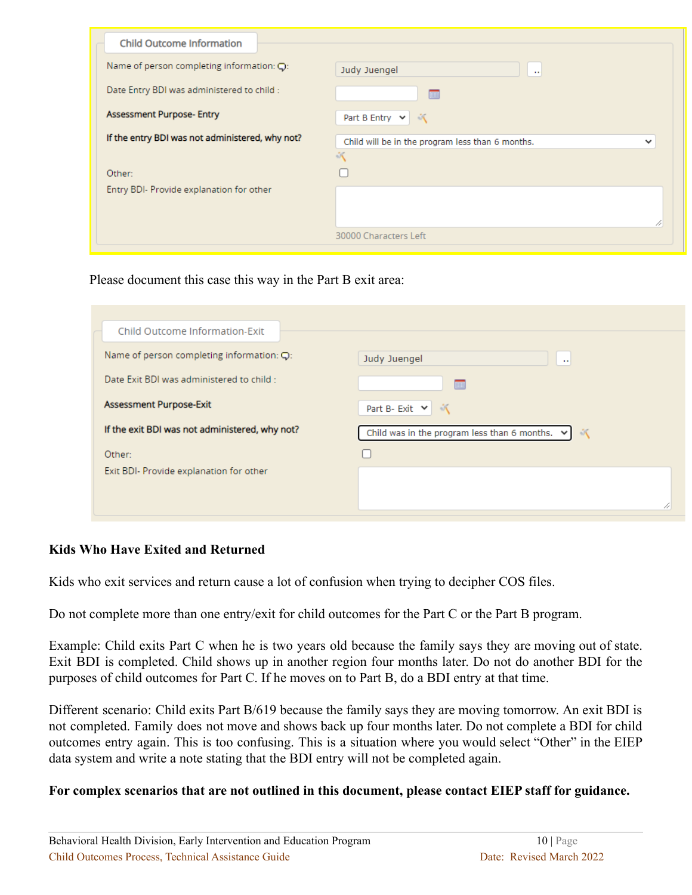Child Outcome Information

Name of person completing information: Judy Juengel

Date Entry BDI was administered to child :

**Assessment Purpose- Entry** Part B Entry

**If the entry BDI was not administered, why not?** Child will be in the program less than 6 months.

Other:

Entry BDI- Provide explanation for other

30000 Characters Left

Please document this case this way in the Part B exit area:

Child Outcome Information-Exit

Name of person completing information: Judy Juengel

Date Exit BDI was administered to child :

**Assessment Purpose-Exit** Part B- Exit

**If the exit BDI was not administered, why not?** Child was in the program less than 6 months.

Other:

Exit BDI- Provide explanation for other

**Kids Who Have Exited and Returned**

Kids who exit services and return cause a lot of confusion when trying to decipher COS files.

Do not complete more than one entry/exit for child outcomes for the Part C or the Part B program.

Example: Child exits Part C when he is two years old because the family says they are moving out of state. Exit BDI is completed. Child shows up in another region four months later. Do not do another BDI for the purposes of child outcomes for Part C. If he moves on to Part B, do a BDI entry at that time.

Different scenario: Child exits Part B/619 because the family says they are moving tomorrow. An exit BDI is not completed. Family does not move and shows back up four months later. Do not complete a BDI for child outcomes entry again. This is too confusing. This is a situation where you would select "Other" in the EIEP data system and write a note stating that the BDI entry will not be completed again.

**For complex scenarios that are not outlined in this document, please contact EIEP staff for guidance.**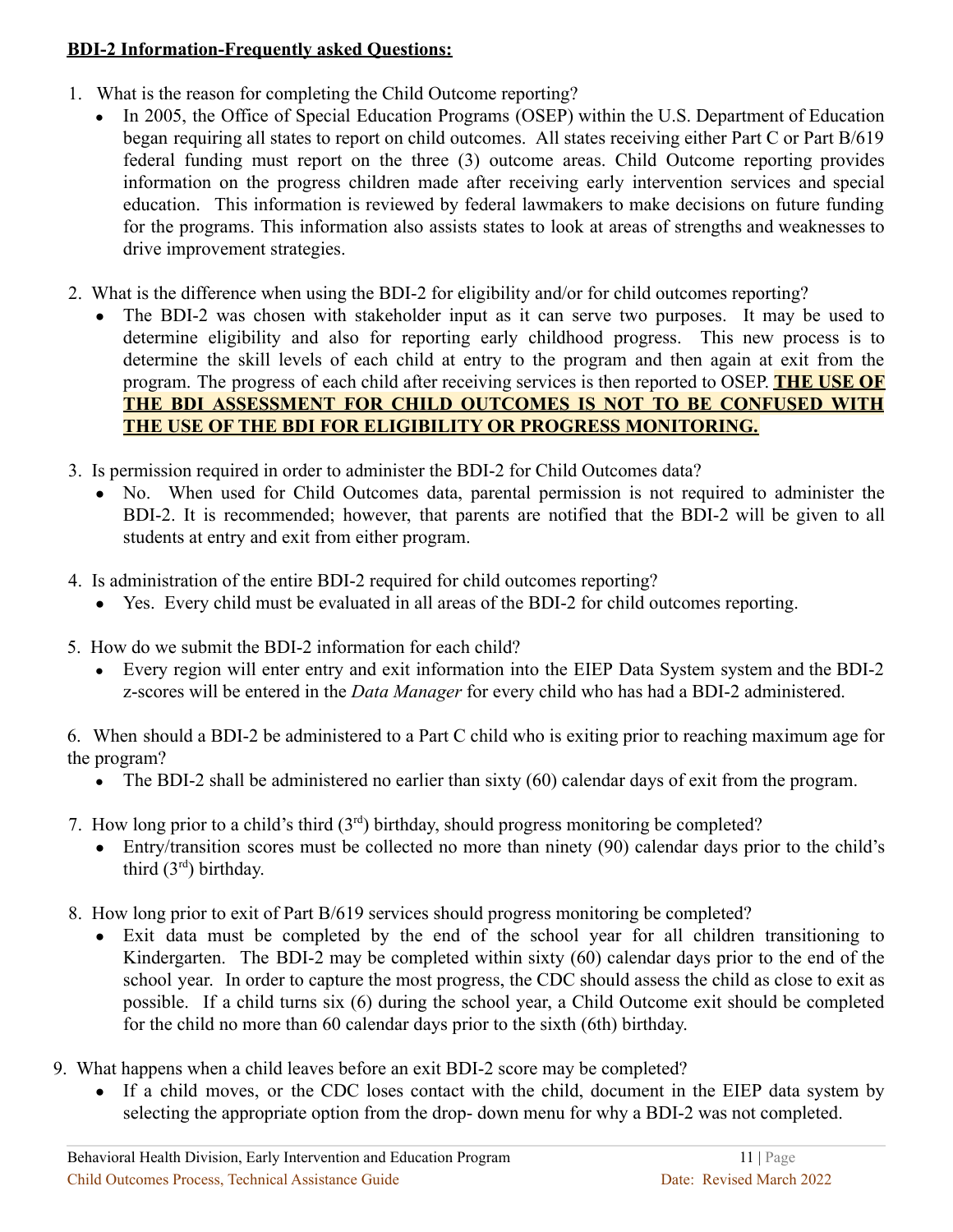**BDI-2 Information-Frequently asked Questions:**

1. What is the reason for completing the Child Outcome reporting?
   - In 2005, the Office of Special Education Programs (OSEP) within the U.S. Department of Education began requiring all states to report on child outcomes. All states receiving either Part C or Part B/619 federal funding must report on the three (3) outcome areas. Child Outcome reporting provides information on the progress children made after receiving early intervention services and special education. This information is reviewed by federal lawmakers to make decisions on future funding for the programs. This information also assists states to look at areas of strengths and weaknesses to drive improvement strategies.

2. What is the difference when using the BDI-2 for eligibility and/or for child outcomes reporting?
   - The BDI-2 was chosen with stakeholder input as it can serve two purposes. It may be used to determine eligibility and also for reporting early childhood progress. This new process is to determine the skill levels of each child at entry to the program and then again at exit from the program. The progress of each child after receiving services is then reported to OSEP. **THE USE OF THE BDI ASSESSMENT FOR CHILD OUTCOMES IS NOT TO BE CONFUSED WITH THE USE OF THE BDI FOR ELIGIBILITY OR PROGRESS MONITORING.**

3. Is permission required in order to administer the BDI-2 for Child Outcomes data?
   - No. When used for Child Outcomes data, parental permission is not required to administer the BDI-2. It is recommended; however, that parents are notified that the BDI-2 will be given to all students at entry and exit from either program.

4. Is administration of the entire BDI-2 required for child outcomes reporting?
   - Yes. Every child must be evaluated in all areas of the BDI-2 for child outcomes reporting.

5. How do we submit the BDI-2 information for each child?
   - Every region will enter entry and exit information into the EIEP Data System system and the BDI-2 z-scores will be entered in the *Data Manager* for every child who has had a BDI-2 administered.

6. When should a BDI-2 be administered to a Part C child who is exiting prior to reaching maximum age for the program?
   - The BDI-2 shall be administered no earlier than sixty (60) calendar days of exit from the program.

7. How long prior to a child's third (3rd) birthday, should progress monitoring be completed?
   - Entry/transition scores must be collected no more than ninety (90) calendar days prior to the child's third (3rd) birthday.

8. How long prior to exit of Part B/619 services should progress monitoring be completed?
   - Exit data must be completed by the end of the school year for all children transitioning to Kindergarten. The BDI-2 may be completed within sixty (60) calendar days prior to the end of the school year. In order to capture the most progress, the CDC should assess the child as close to exit as possible. If a child turns six (6) during the school year, a Child Outcome exit should be completed for the child no more than 60 calendar days prior to the sixth (6th) birthday.

9. What happens when a child leaves before an exit BDI-2 score may be completed?
   - If a child moves, or the CDC loses contact with the child, document in the EIEP data system by selecting the appropriate option from the drop- down menu for why a BDI-2 was not completed.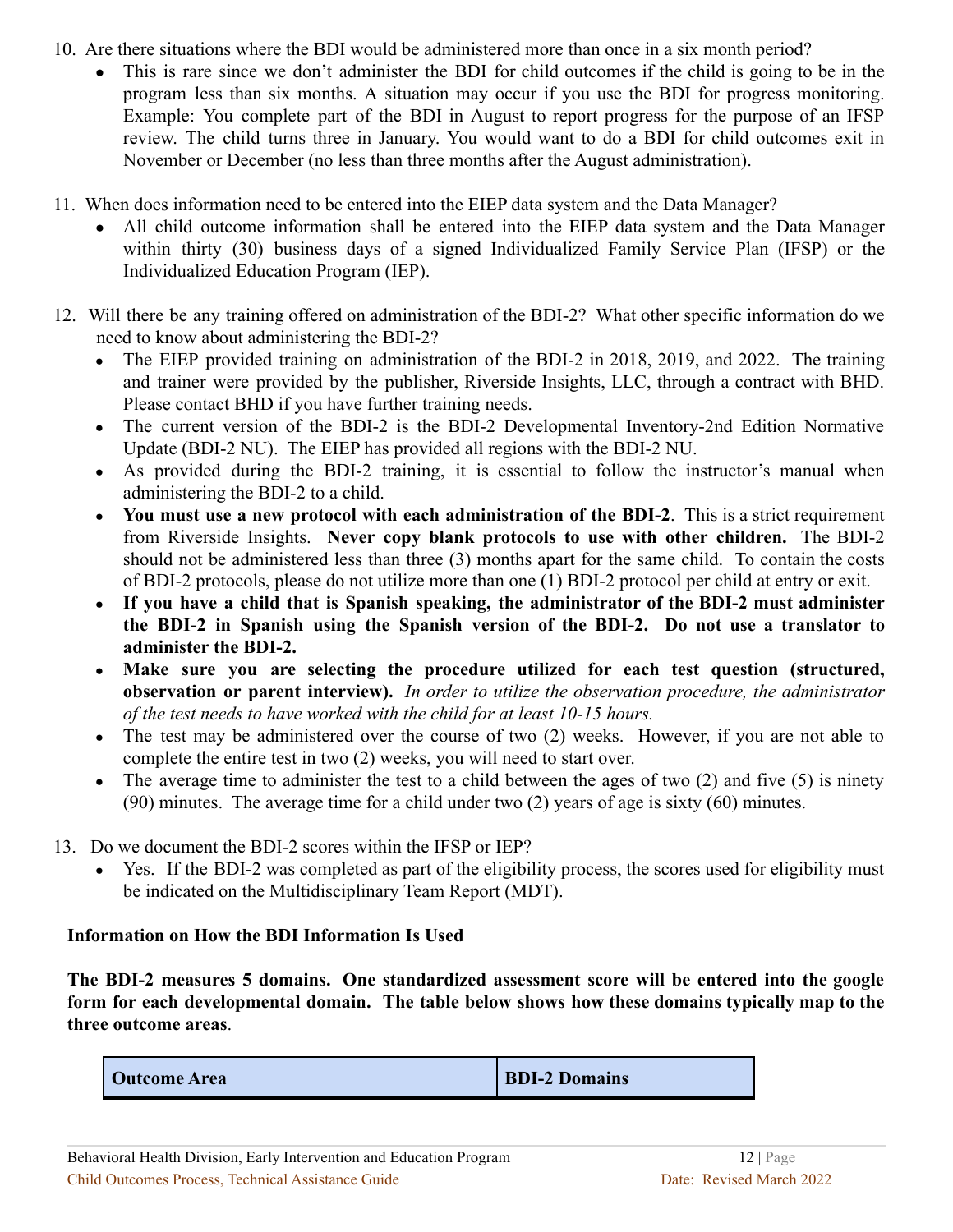10. Are there situations where the BDI would be administered more than once in a six month period?
    - This is rare since we don't administer the BDI for child outcomes if the child is going to be in the program less than six months. A situation may occur if you use the BDI for progress monitoring. Example: You complete part of the BDI in August to report progress for the purpose of an IFSP review. The child turns three in January. You would want to do a BDI for child outcomes exit in November or December (no less than three months after the August administration).

11. When does information need to be entered into the EIEP data system and the Data Manager?
    - All child outcome information shall be entered into the EIEP data system and the Data Manager within thirty (30) business days of a signed Individualized Family Service Plan (IFSP) or the Individualized Education Program (IEP).

12. Will there be any training offered on administration of the BDI-2? What other specific information do we need to know about administering the BDI-2?
    - The EIEP provided training on administration of the BDI-2 in 2018, 2019, and 2022. The training and trainer were provided by the publisher, Riverside Insights, LLC, through a contract with BHD. Please contact BHD if you have further training needs.
    - The current version of the BDI-2 is the BDI-2 Developmental Inventory-2nd Edition Normative Update (BDI-2 NU). The EIEP has provided all regions with the BDI-2 NU.
    - As provided during the BDI-2 training, it is essential to follow the instructor's manual when administering the BDI-2 to a child.
    - **You must use a new protocol with each administration of the BDI-2**. This is a strict requirement from Riverside Insights. **Never copy blank protocols to use with other children.** The BDI-2 should not be administered less than three (3) months apart for the same child. To contain the costs of BDI-2 protocols, please do not utilize more than one (1) BDI-2 protocol per child at entry or exit.
    - **If you have a child that is Spanish speaking, the administrator of the BDI-2 must administer the BDI-2 in Spanish using the Spanish version of the BDI-2. Do not use a translator to administer the BDI-2.**
    - **Make sure you are selecting the procedure utilized for each test question (structured, observation or parent interview).** *In order to utilize the observation procedure, the administrator of the test needs to have worked with the child for at least 10-15 hours.*
    - The test may be administered over the course of two (2) weeks. However, if you are not able to complete the entire test in two (2) weeks, you will need to start over.
    - The average time to administer the test to a child between the ages of two (2) and five (5) is ninety (90) minutes. The average time for a child under two (2) years of age is sixty (60) minutes.

13. Do we document the BDI-2 scores within the IFSP or IEP?
    - Yes. If the BDI-2 was completed as part of the eligibility process, the scores used for eligibility must be indicated on the Multidisciplinary Team Report (MDT).

**Information on How the BDI Information Is Used**

**The BDI-2 measures 5 domains. One standardized assessment score will be entered into the google form for each developmental domain. The table below shows how these domains typically map to the three outcome areas**.

| Outcome Area | BDI-2 Domains |
| --- | --- |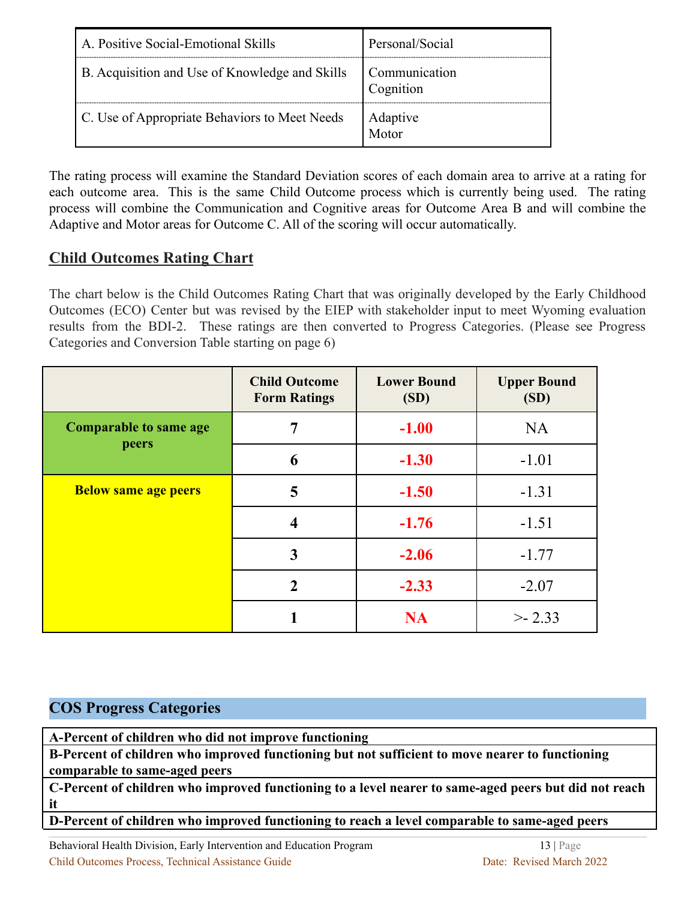| A. Positive Social-Emotional Skills | Personal/Social |
|---|---|
| B. Acquisition and Use of Knowledge and Skills | Communication<br>Cognition |
| C. Use of Appropriate Behaviors to Meet Needs | Adaptive<br>Motor |

The rating process will examine the Standard Deviation scores of each domain area to arrive at a rating for each outcome area. This is the same Child Outcome process which is currently being used. The rating process will combine the Communication and Cognitive areas for Outcome Area B and will combine the Adaptive and Motor areas for Outcome C. All of the scoring will occur automatically.

## Child Outcomes Rating Chart

The chart below is the Child Outcomes Rating Chart that was originally developed by the Early Childhood Outcomes (ECO) Center but was revised by the EIEP with stakeholder input to meet Wyoming evaluation results from the BDI-2. These ratings are then converted to Progress Categories. (Please see Progress Categories and Conversion Table starting on page 6)

| | Child Outcome Form Ratings | Lower Bound (SD) | Upper Bound (SD) |
|---|---|---|---|
| **Comparable to same age peers** | **7** | **-1.00** | NA |
| | **6** | **-1.30** | -1.01 |
| **Below same age peers** | **5** | **-1.50** | -1.31 |
| | **4** | **-1.76** | -1.51 |
| | **3** | **-2.06** | -1.77 |
| | **2** | **-2.33** | -2.07 |
| | **1** | **NA** | >- 2.33 |

## COS Progress Categories

| **A-Percent of children who did not improve functioning** |
|---|
| **B-Percent of children who improved functioning but not sufficient to move nearer to functioning comparable to same-aged peers** |
| **C-Percent of children who improved functioning to a level nearer to same-aged peers but did not reach it** |
| **D-Percent of children who improved functioning to reach a level comparable to same-aged peers** |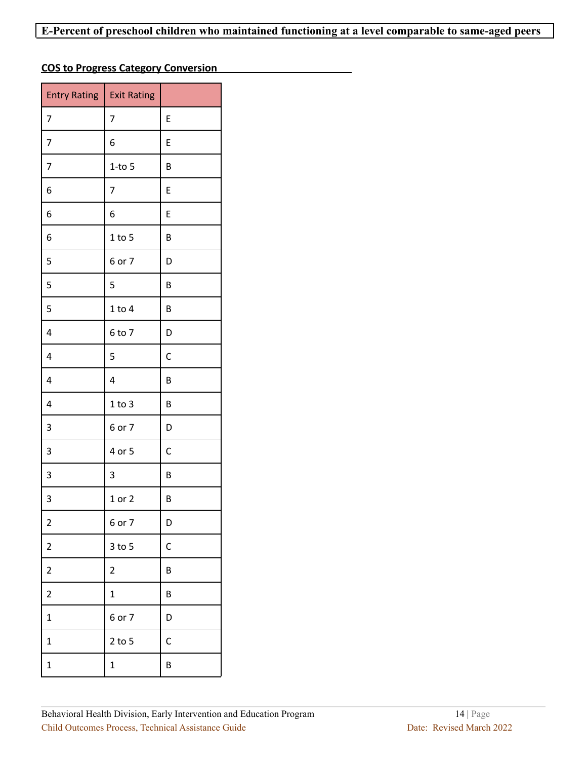**E-Percent of preschool children who maintained functioning at a level comparable to same-aged peers**

**COS to Progress Category Conversion**

| Entry Rating | Exit Rating | |
|---|---|---|
| 7 | 7 | E |
| 7 | 6 | E |
| 7 | 1-to 5 | B |
| 6 | 7 | E |
| 6 | 6 | E |
| 6 | 1 to 5 | B |
| 5 | 6 or 7 | D |
| 5 | 5 | B |
| 5 | 1 to 4 | B |
| 4 | 6 to 7 | D |
| 4 | 5 | C |
| 4 | 4 | B |
| 4 | 1 to 3 | B |
| 3 | 6 or 7 | D |
| 3 | 4 or 5 | C |
| 3 | 3 | B |
| 3 | 1 or 2 | B |
| 2 | 6 or 7 | D |
| 2 | 3 to 5 | C |
| 2 | 2 | B |
| 2 | 1 | B |
| 1 | 6 or 7 | D |
| 1 | 2 to 5 | C |
| 1 | 1 | B |